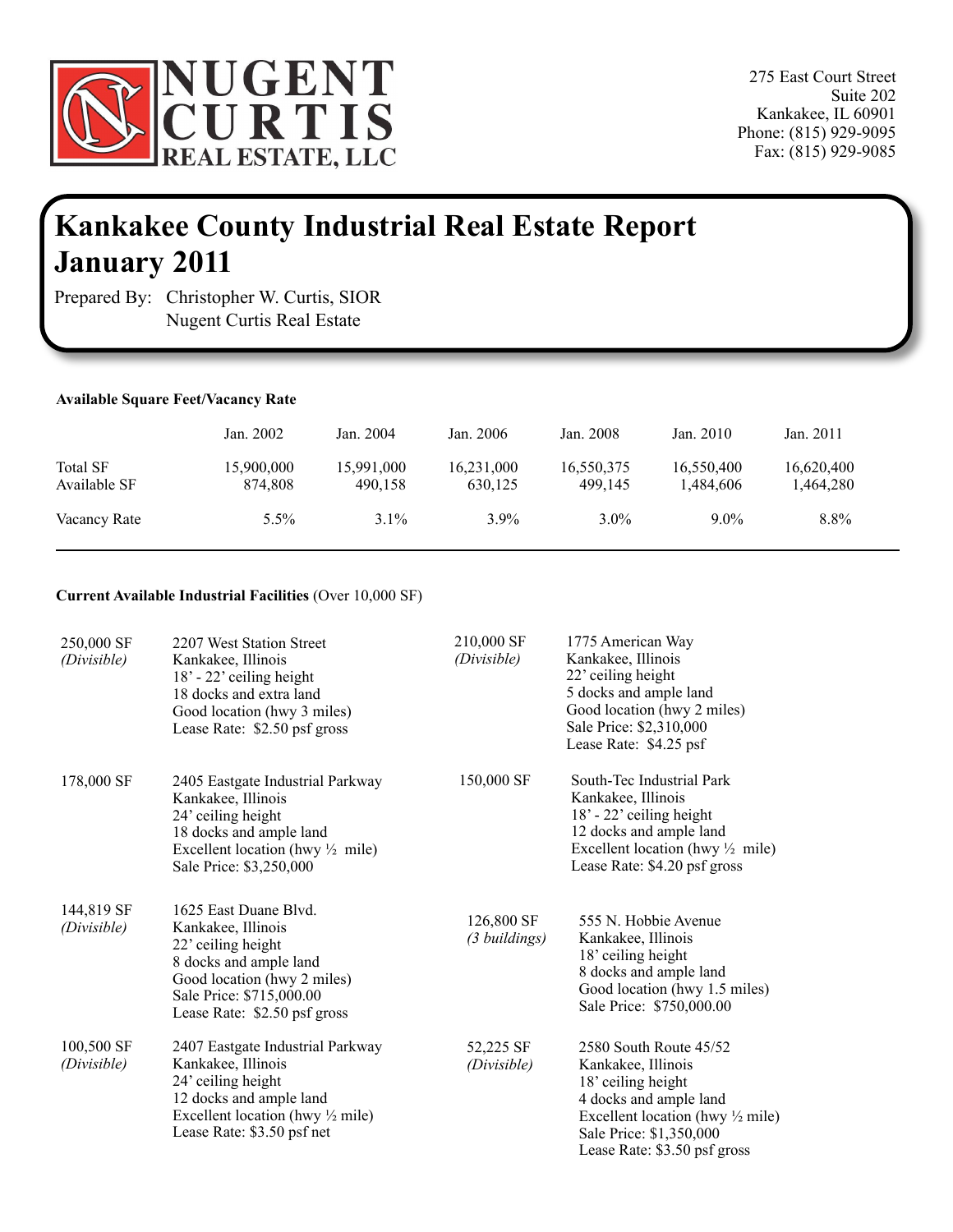**NUGENT CURTIS REAL ESTATE, LLC**

275 East Court Street
Suite 202
Kankakee, IL 60901
Phone: (815) 929-9095
Fax: (815) 929-9085

# Kankakee County Industrial Real Estate Report January 2011

Prepared By: Christopher W. Curtis, SIOR
Nugent Curtis Real Estate

**Available Square Feet/Vacancy Rate**

| | Jan. 2002 | Jan. 2004 | Jan. 2006 | Jan. 2008 | Jan. 2010 | Jan. 2011 |
|---|---|---|---|---|---|---|
| Total SF | 15,900,000 | 15,991,000 | 16,231,000 | 16,550,375 | 16,550,400 | 16,620,400 |
| Available SF | 874,808 | 490,158 | 630,125 | 499,145 | 1,484,606 | 1,464,280 |
| Vacancy Rate | 5.5% | 3.1% | 3.9% | 3.0% | 9.0% | 8.8% |

**Current Available Industrial Facilities** (Over 10,000 SF)

250,000 SF *(Divisible)*
2207 West Station Street
Kankakee, Illinois
18' - 22' ceiling height
18 docks and extra land
Good location (hwy 3 miles)
Lease Rate: $2.50 psf gross

210,000 SF *(Divisible)*
1775 American Way
Kankakee, Illinois
22' ceiling height
5 docks and ample land
Good location (hwy 2 miles)
Sale Price: $2,310,000
Lease Rate: $4.25 psf

178,000 SF
2405 Eastgate Industrial Parkway
Kankakee, Illinois
24' ceiling height
18 docks and ample land
Excellent location (hwy ½ mile)
Sale Price: $3,250,000

150,000 SF
South-Tec Industrial Park
Kankakee, Illinois
18' - 22' ceiling height
12 docks and ample land
Excellent location (hwy ½ mile)
Lease Rate: $4.20 psf gross

144,819 SF *(Divisible)*
1625 East Duane Blvd.
Kankakee, Illinois
22' ceiling height
8 docks and ample land
Good location (hwy 2 miles)
Sale Price: $715,000.00
Lease Rate: $2.50 psf gross

126,800 SF *(3 buildings)*
555 N. Hobbie Avenue
Kankakee, Illinois
18' ceiling height
8 docks and ample land
Good location (hwy 1.5 miles)
Sale Price: $750,000.00

100,500 SF *(Divisible)*
2407 Eastgate Industrial Parkway
Kankakee, Illinois
24' ceiling height
12 docks and ample land
Excellent location (hwy ½ mile)
Lease Rate: $3.50 psf net

52,225 SF *(Divisible)*
2580 South Route 45/52
Kankakee, Illinois
18' ceiling height
4 docks and ample land
Excellent location (hwy ½ mile)
Sale Price: $1,350,000
Lease Rate: $3.50 psf gross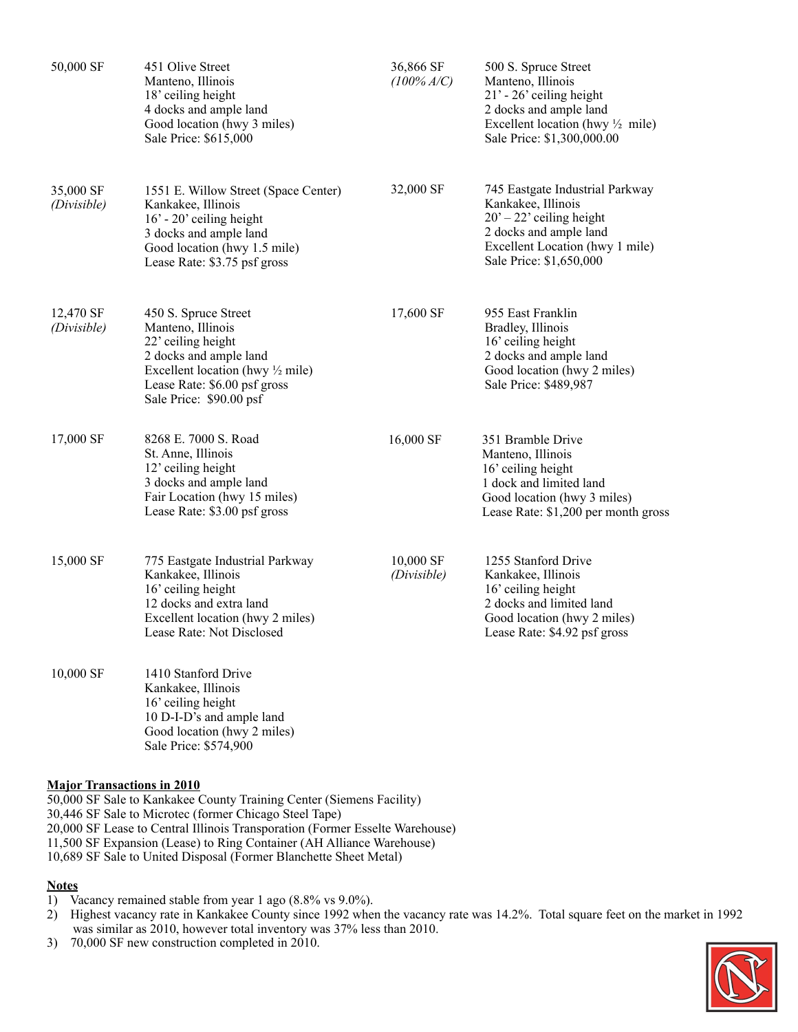| | | | |
|---|---|---|---|
| 50,000 SF | 451 Olive Street<br>Manteno, Illinois<br>18' ceiling height<br>4 docks and ample land<br>Good location (hwy 3 miles)<br>Sale Price: $615,000 | 36,866 SF<br>*(100% A/C)* | 500 S. Spruce Street<br>Manteno, Illinois<br>21' - 26' ceiling height<br>2 docks and ample land<br>Excellent location (hwy ½ mile)<br>Sale Price: $1,300,000.00 |
| 35,000 SF<br>*(Divisible)* | 1551 E. Willow Street (Space Center)<br>Kankakee, Illinois<br>16' - 20' ceiling height<br>3 docks and ample land<br>Good location (hwy 1.5 mile)<br>Lease Rate: $3.75 psf gross | 32,000 SF | 745 Eastgate Industrial Parkway<br>Kankakee, Illinois<br>20' – 22' ceiling height<br>2 docks and ample land<br>Excellent Location (hwy 1 mile)<br>Sale Price: $1,650,000 |
| 12,470 SF<br>*(Divisible)* | 450 S. Spruce Street<br>Manteno, Illinois<br>22' ceiling height<br>2 docks and ample land<br>Excellent location (hwy ½ mile)<br>Lease Rate: $6.00 psf gross<br>Sale Price: $90.00 psf | 17,600 SF | 955 East Franklin<br>Bradley, Illinois<br>16' ceiling height<br>2 docks and ample land<br>Good location (hwy 2 miles)<br>Sale Price: $489,987 |
| 17,000 SF | 8268 E. 7000 S. Road<br>St. Anne, Illinois<br>12' ceiling height<br>3 docks and ample land<br>Fair Location (hwy 15 miles)<br>Lease Rate: $3.00 psf gross | 16,000 SF | 351 Bramble Drive<br>Manteno, Illinois<br>16' ceiling height<br>1 dock and limited land<br>Good location (hwy 3 miles)<br>Lease Rate: $1,200 per month gross |
| 15,000 SF | 775 Eastgate Industrial Parkway<br>Kankakee, Illinois<br>16' ceiling height<br>12 docks and extra land<br>Excellent location (hwy 2 miles)<br>Lease Rate: Not Disclosed | 10,000 SF<br>*(Divisible)* | 1255 Stanford Drive<br>Kankakee, Illinois<br>16' ceiling height<br>2 docks and limited land<br>Good location (hwy 2 miles)<br>Lease Rate: $4.92 psf gross |
| 10,000 SF | 1410 Stanford Drive<br>Kankakee, Illinois<br>16' ceiling height<br>10 D-I-D's and ample land<br>Good location (hwy 2 miles)<br>Sale Price: $574,900 | | |

**Major Transactions in 2010**

50,000 SF Sale to Kankakee County Training Center (Siemens Facility)
30,446 SF Sale to Microtec (former Chicago Steel Tape)
20,000 SF Lease to Central Illinois Transporation (Former Esselte Warehouse)
11,500 SF Expansion (Lease) to Ring Container (AH Alliance Warehouse)
10,689 SF Sale to United Disposal (Former Blanchette Sheet Metal)

**Notes**

1) Vacancy remained stable from year 1 ago (8.8% vs 9.0%).
2) Highest vacancy rate in Kankakee County since 1992 when the vacancy rate was 14.2%. Total square feet on the market in 1992 was similar as 2010, however total inventory was 37% less than 2010.
3) 70,000 SF new construction completed in 2010.